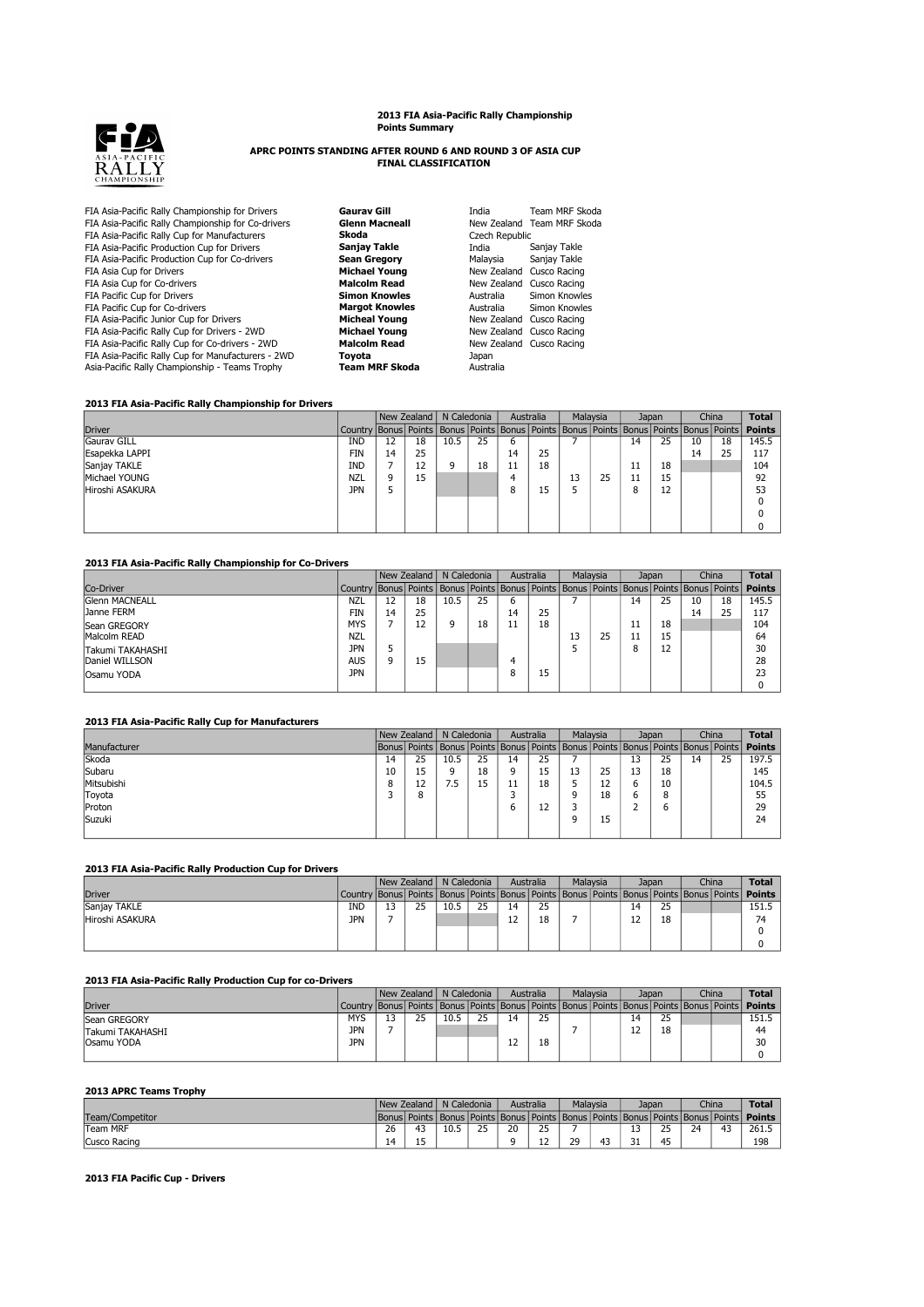**2013 FIA Asia-Pacific Rally Championship**
**Points Summary**

**APRC POINTS STANDING AFTER ROUND 6 AND ROUND 3 OF ASIA CUP**
**FINAL CLASSIFICATION**

| | | | |
|---|---|---|---|
| FIA Asia-Pacific Rally Championship for Drivers | **Gaurav Gill** | India | Team MRF Skoda |
| FIA Asia-Pacific Rally Championship for Co-drivers | **Glenn Macneall** | New Zealand | Team MRF Skoda |
| FIA Asia-Pacific Rally Cup for Manufacturers | **Skoda** | Czech Republic | |
| FIA Asia-Pacific Production Cup for Drivers | **Sanjay Takle** | India | Sanjay Takle |
| FIA Asia-Pacific Production Cup for Co-drivers | **Sean Gregory** | Malaysia | Sanjay Takle |
| FIA Asia Cup for Drivers | **Michael Young** | New Zealand | Cusco Racing |
| FIA Asia Cup for Co-drivers | **Malcolm Read** | New Zealand | Cusco Racing |
| FIA Pacific Cup for Drivers | **Simon Knowles** | Australia | Simon Knowles |
| FIA Pacific Cup for Co-drivers | **Margot Knowles** | Australia | Simon Knowles |
| FIA Asia-Pacific Junior Cup for Drivers | **Micheal Young** | New Zealand | Cusco Racing |
| FIA Asia-Pacific Rally Cup for Drivers - 2WD | **Michael Young** | New Zealand | Cusco Racing |
| FIA Asia-Pacific Rally Cup for Co-drivers - 2WD | **Malcolm Read** | New Zealand | Cusco Racing |
| FIA Asia-Pacific Rally Cup for Manufacturers - 2WD | **Toyota** | Japan | |
| Asia-Pacific Rally Championship - Teams Trophy | **Team MRF Skoda** | Australia | |

**2013 FIA Asia-Pacific Rally Championship for Drivers**

| | | New Zealand | | N Caledonia | | Australia | | Malaysia | | Japan | | China | | **Total** |
|---|---|---|---|---|---|---|---|---|---|---|---|---|---|---|
| Driver | Country | Bonus | Points | Bonus | Points | Bonus | Points | Bonus | Points | Bonus | Points | Bonus | Points | **Points** |
| Gaurav GILL | IND | 12 | 18 | 10.5 | 25 | 6 | | 7 | | 14 | 25 | 10 | 18 | 145.5 |
| Esapekka LAPPI | FIN | 14 | 25 | | | 14 | 25 | | | | | 14 | 25 | 117 |
| Sanjay TAKLE | IND | 7 | 12 | 9 | 18 | 11 | 18 | | | 11 | 18 | | | 104 |
| Michael YOUNG | NZL | 9 | 15 | | | 4 | | 13 | 25 | 11 | 15 | | | 92 |
| Hiroshi ASAKURA | JPN | 5 | | | | 8 | 15 | 5 | | 8 | 12 | | | 53 |
| | | | | | | | | | | | | | | 0 |
| | | | | | | | | | | | | | | 0 |
| | | | | | | | | | | | | | | 0 |

**2013 FIA Asia-Pacific Rally Championship for Co-Drivers**

| | | New Zealand | | N Caledonia | | Australia | | Malaysia | | Japan | | China | | **Total** |
|---|---|---|---|---|---|---|---|---|---|---|---|---|---|---|
| Co-Driver | Country | Bonus | Points | Bonus | Points | Bonus | Points | Bonus | Points | Bonus | Points | Bonus | Points | **Points** |
| Glenn MACNEALL | NZL | 12 | 18 | 10.5 | 25 | 6 | | 7 | | 14 | 25 | 10 | 18 | 145.5 |
| Janne FERM | FIN | 14 | 25 | | | 14 | 25 | | | | | 14 | 25 | 117 |
| Sean GREGORY | MYS | 7 | 12 | 9 | 18 | 11 | 18 | | | 11 | 18 | | | 104 |
| Malcolm READ | NZL | | | | | | | 13 | 25 | 11 | 15 | | | 64 |
| Takumi TAKAHASHI | JPN | 5 | | | | | | 5 | | 8 | 12 | | | 30 |
| Daniel WILLSON | AUS | 9 | 15 | | | 4 | | | | | | | | 28 |
| Osamu YODA | JPN | | | | | 8 | 15 | | | | | | | 23 |
| | | | | | | | | | | | | | | 0 |

**2013 FIA Asia-Pacific Rally Cup for Manufacturers**

| | New Zealand | | N Caledonia | | Australia | | Malaysia | | Japan | | China | | **Total** |
|---|---|---|---|---|---|---|---|---|---|---|---|---|---|
| Manufacturer | Bonus | Points | Bonus | Points | Bonus | Points | Bonus | Points | Bonus | Points | Bonus | Points | **Points** |
| Skoda | 14 | 25 | 10.5 | 25 | 14 | 25 | 7 | | 13 | 25 | 14 | 25 | 197.5 |
| Subaru | 10 | 15 | 9 | 18 | 9 | 15 | 13 | 25 | 13 | 18 | | | 145 |
| Mitsubishi | 8 | 12 | 7.5 | 15 | 11 | 18 | 5 | 12 | 6 | 10 | | | 104.5 |
| Toyota | 3 | 8 | | | 3 | | 9 | 18 | 6 | 8 | | | 55 |
| Proton | | | | | 6 | 12 | 3 | | 2 | 6 | | | 29 |
| Suzuki | | | | | | | 9 | 15 | | | | | 24 |

**2013 FIA Asia-Pacific Rally Production Cup for Drivers**

| | | New Zealand | | N Caledonia | | Australia | | Malaysia | | Japan | | China | | **Total** |
|---|---|---|---|---|---|---|---|---|---|---|---|---|---|---|
| Driver | Country | Bonus | Points | Bonus | Points | Bonus | Points | Bonus | Points | Bonus | Points | Bonus | Points | **Points** |
| Sanjay TAKLE | IND | 13 | 25 | 10.5 | 25 | 14 | 25 | | | 14 | 25 | | | 151.5 |
| Hiroshi ASAKURA | JPN | 7 | | | | 12 | 18 | 7 | | 12 | 18 | | | 74 |
| | | | | | | | | | | | | | | 0 |
| | | | | | | | | | | | | | | 0 |

**2013 FIA Asia-Pacific Rally Production Cup for co-Drivers**

| | | New Zealand | | N Caledonia | | Australia | | Malaysia | | Japan | | China | | **Total** |
|---|---|---|---|---|---|---|---|---|---|---|---|---|---|---|
| Driver | Country | Bonus | Points | Bonus | Points | Bonus | Points | Bonus | Points | Bonus | Points | Bonus | Points | **Points** |
| Sean GREGORY | MYS | 13 | 25 | 10.5 | 25 | 14 | 25 | | | 14 | 25 | | | 151.5 |
| Takumi TAKAHASHI | JPN | 7 | | | | | | 7 | | 12 | 18 | | | 44 |
| Osamu YODA | JPN | | | | | 12 | 18 | | | | | | | 30 |
| | | | | | | | | | | | | | | 0 |

**2013 APRC Teams Trophy**

| | New Zealand | | N Caledonia | | Australia | | Malaysia | | Japan | | China | | **Total** |
|---|---|---|---|---|---|---|---|---|---|---|---|---|---|
| Team/Competitor | Bonus | Points | Bonus | Points | Bonus | Points | Bonus | Points | Bonus | Points | Bonus | Points | **Points** |
| Team MRF | 26 | 43 | 10.5 | 25 | 20 | 25 | 7 | | 13 | 25 | 24 | 43 | 261.5 |
| Cusco Racing | 14 | 15 | | | 9 | 12 | 29 | 43 | 31 | 45 | | | 198 |

**2013 FIA Pacific Cup - Drivers**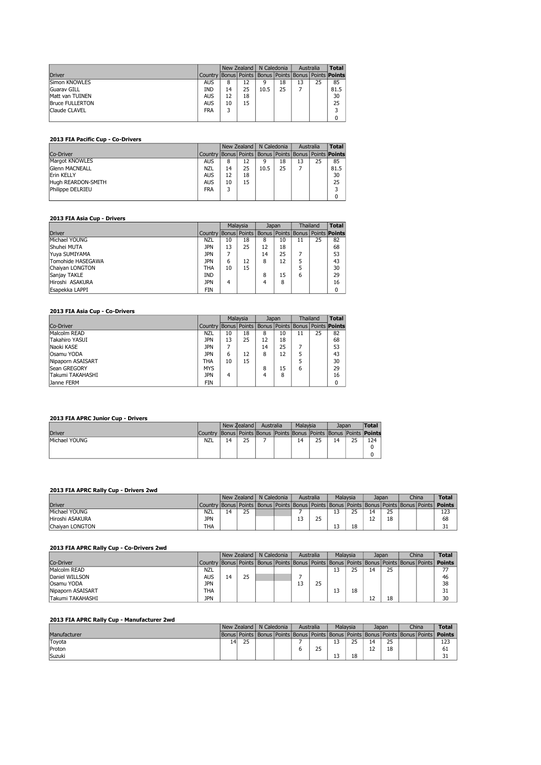| Driver | Country | New Zealand | | N Caledonia | | Australia | | Total |
|---|---|---|---|---|---|---|---|---|
| | | Bonus | Points | Bonus | Points | Bonus | Points | Points |
| Simon KNOWLES | AUS | 8 | 12 | 9 | 18 | 13 | 25 | 85 |
| Guarav GILL | IND | 14 | 25 | 10.5 | 25 | 7 | | 81.5 |
| Matt van TUINEN | AUS | 12 | 18 | | | | | 30 |
| Bruce FULLERTON | AUS | 10 | 15 | | | | | 25 |
| Claude CLAVEL | FRA | 3 | | | | | | 3 |
| | | | | | | | | 0 |

**2013 FIA Pacific Cup - Co-Drivers**

| Co-Driver | Country | New Zealand | | N Caledonia | | Australia | | Total |
|---|---|---|---|---|---|---|---|---|
| | | Bonus | Points | Bonus | Points | Bonus | Points | Points |
| Margot KNOWLES | AUS | 8 | 12 | 9 | 18 | 13 | 25 | 85 |
| Glenn MACNEALL | NZL | 14 | 25 | 10.5 | 25 | 7 | | 81.5 |
| Erin KELLY | AUS | 12 | 18 | | | | | 30 |
| Hugh REARDON-SMITH | AUS | 10 | 15 | | | | | 25 |
| Philippe DELRIEU | FRA | 3 | | | | | | 3 |
| | | | | | | | | 0 |

**2013 FIA Asia Cup - Drivers**

| Driver | Country | Malaysia | | Japan | | Thailand | | Total |
|---|---|---|---|---|---|---|---|---|
| | | Bonus | Points | Bonus | Points | Bonus | Points | Points |
| Michael YOUNG | NZL | 10 | 18 | 8 | 10 | 11 | 25 | 82 |
| Shuhei MUTA | JPN | 13 | 25 | 12 | 18 | | | 68 |
| Yuya SUMIYAMA | JPN | 7 | | 14 | 25 | 7 | | 53 |
| Tomohide HASEGAWA | JPN | 6 | 12 | 8 | 12 | 5 | | 43 |
| Chaiyan LONGTON | THA | 10 | 15 | | | 5 | | 30 |
| Sanjay TAKLE | IND | | | 8 | 15 | 6 | | 29 |
| Hiroshi ASAKURA | JPN | 4 | | 4 | 8 | | | 16 |
| Esapekka LAPPI | FIN | | | | | | | 0 |

**2013 FIA Asia Cup - Co-Drivers**

| Co-Driver | Country | Malaysia | | Japan | | Thailand | | Total |
|---|---|---|---|---|---|---|---|---|
| | | Bonus | Points | Bonus | Points | Bonus | Points | Points |
| Malcolm READ | NZL | 10 | 18 | 8 | 10 | 11 | 25 | 82 |
| Takahiro YASUI | JPN | 13 | 25 | 12 | 18 | | | 68 |
| Naoki KASE | JPN | 7 | | 14 | 25 | 7 | | 53 |
| Osamu YODA | JPN | 6 | 12 | 8 | 12 | 5 | | 43 |
| Nipaporn ASAISART | THA | 10 | 15 | | | 5 | | 30 |
| Sean GREGORY | MYS | | | 8 | 15 | 6 | | 29 |
| Takumi TAKAHASHI | JPN | 4 | | 4 | 8 | | | 16 |
| Janne FERM | FIN | | | | | | | 0 |

**2013 FIA APRC Junior Cup - Drivers**

| Driver | Country | New Zealand | | Australia | | Malaysia | | Japan | | Total |
|---|---|---|---|---|---|---|---|---|---|---|
| | | Bonus | Points | Bonus | Points | Bonus | Points | Bonus | Points | Points |
| Michael YOUNG | NZL | 14 | 25 | 7 | | 14 | 25 | 14 | 25 | 124 |
| | | | | | | | | | | 0 |
| | | | | | | | | | | 0 |

**2013 FIA APRC Rally Cup - Drivers 2wd**

| Driver | Country | New Zealand | | N Caledonia | | Australia | | Malaysia | | Japan | | China | | Total |
|---|---|---|---|---|---|---|---|---|---|---|---|---|---|---|
| | | Bonus | Points | Bonus | Points | Bonus | Points | Bonus | Points | Bonus | Points | Bonus | Points | Points |
| Michael YOUNG | NZL | 14 | 25 | | | 7 | | 13 | 25 | 14 | 25 | | | 123 |
| Hiroshi ASAKURA | JPN | | | | | 13 | 25 | | | 12 | 18 | | | 68 |
| Chaiyan LONGTON | THA | | | | | | | 13 | 18 | | | | | 31 |

**2013 FIA APRC Rally Cup - Co-Drivers 2wd**

| Co-Driver | Country | New Zealand | | N Caledonia | | Australia | | Malaysia | | Japan | | China | | Total |
|---|---|---|---|---|---|---|---|---|---|---|---|---|---|---|
| | | Bonus | Points | Bonus | Points | Bonus | Points | Bonus | Points | Bonus | Points | Bonus | Points | Points |
| Malcolm READ | NZL | | | | | | | 13 | 25 | 14 | 25 | | | 77 |
| Daniel WILLSON | AUS | 14 | 25 | | | 7 | | | | | | | | 46 |
| Osamu YODA | JPN | | | | | 13 | 25 | | | | | | | 38 |
| Nipaporn ASAISART | THA | | | | | | | 13 | 18 | | | | | 31 |
| Takumi TAKAHASHI | JPN | | | | | | | | | 12 | 18 | | | 30 |

**2013 FIA APRC Rally Cup - Manufacturer 2wd**

| Manufacturer | New Zealand | | N Caledonia | | Australia | | Malaysia | | Japan | | China | | Total |
|---|---|---|---|---|---|---|---|---|---|---|---|---|---|
| | Bonus | Points | Bonus | Points | Bonus | Points | Bonus | Points | Bonus | Points | Bonus | Points | Points |
| Toyota | 14 | 25 | | | 7 | | 13 | 25 | 14 | 25 | | | 123 |
| Proton | | | | | 6 | 25 | | | 12 | 18 | | | 61 |
| Suzuki | | | | | | | 13 | 18 | | | | | 31 |